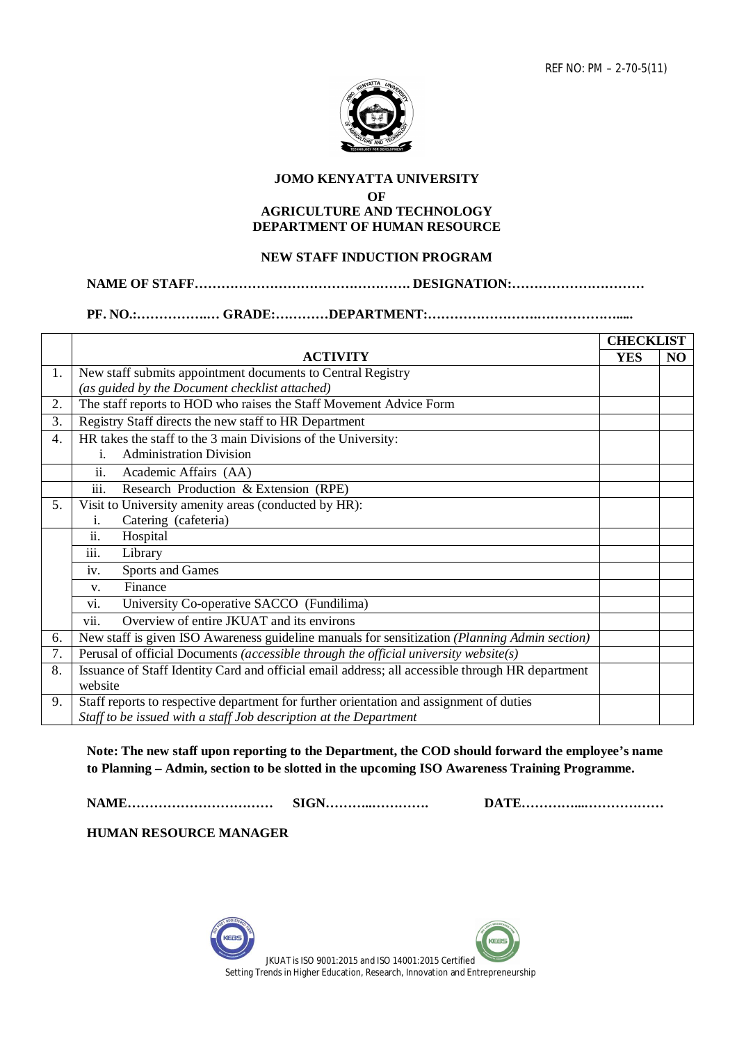REF NO: PM – 2-70-5(11)

**JOMO KENYATTA UNIVERSITY**
**OF**
**AGRICULTURE AND TECHNOLOGY**
**DEPARTMENT OF HUMAN RESOURCE**

**NEW STAFF INDUCTION PROGRAM**

**NAME OF STAFF…………………………………………. DESIGNATION:…………………………**

**PF. NO.:……………..… GRADE:…………DEPARTMENT:…………………….…………….....**

| | ACTIVITY | CHECKLIST | |
|---|---|---|---|
| | | YES | NO |
| 1. | New staff submits appointment documents to Central Registry *(as guided by the Document checklist attached)* | | |
| 2. | The staff reports to HOD who raises the Staff Movement Advice Form | | |
| 3. | Registry Staff directs the new staff to HR Department | | |
| 4. | HR takes the staff to the 3 main Divisions of the University: i. Administration Division | | |
| | ii. Academic Affairs (AA) | | |
| | iii. Research Production & Extension (RPE) | | |
| 5. | Visit to University amenity areas (conducted by HR): i. Catering (cafeteria) | | |
| | ii. Hospital | | |
| | iii. Library | | |
| | iv. Sports and Games | | |
| | v. Finance | | |
| | vi. University Co-operative SACCO (Fundilima) | | |
| | vii. Overview of entire JKUAT and its environs | | |
| 6. | New staff is given ISO Awareness guideline manuals for sensitization *(Planning Admin section)* | | |
| 7. | Perusal of official Documents *(accessible through the official university website(s)* | | |
| 8. | Issuance of Staff Identity Card and official email address; all accessible through HR department website | | |
| 9. | Staff reports to respective department for further orientation and assignment of duties *Staff to be issued with a staff Job description at the Department* | | |

**Note: The new staff upon reporting to the Department, the COD should forward the employee's name to Planning – Admin, section to be slotted in the upcoming ISO Awareness Training Programme.**

**NAME……………………………  SIGN………..…………  DATE…………...………………**

**HUMAN RESOURCE MANAGER**

JKUAT is ISO 9001:2015 and ISO 14001:2015 Certified
Setting Trends in Higher Education, Research, Innovation and Entrepreneurship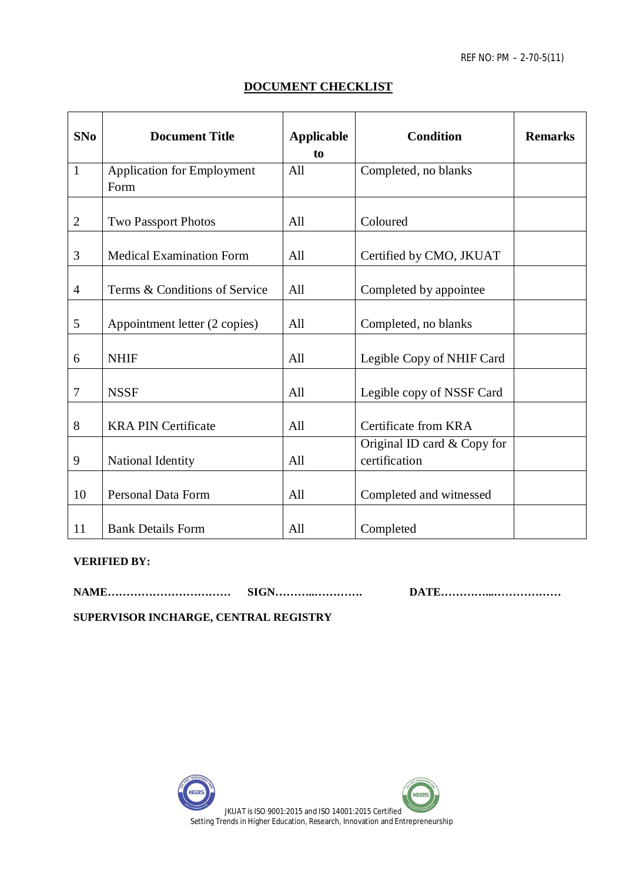REF NO: PM – 2-70-5(11)

# DOCUMENT CHECKLIST

| SNo | Document Title | Applicable to | Condition | Remarks |
|---|---|---|---|---|
| 1 | Application for Employment Form | All | Completed, no blanks | |
| 2 | Two Passport Photos | All | Coloured | |
| 3 | Medical Examination Form | All | Certified by CMO, JKUAT | |
| 4 | Terms & Conditions of Service | All | Completed by appointee | |
| 5 | Appointment letter (2 copies) | All | Completed, no blanks | |
| 6 | NHIF | All | Legible Copy of NHIF Card | |
| 7 | NSSF | All | Legible copy of NSSF Card | |
| 8 | KRA PIN Certificate | All | Certificate from KRA | |
| 9 | National Identity | All | Original ID card & Copy for certification | |
| 10 | Personal Data Form | All | Completed and witnessed | |
| 11 | Bank Details Form | All | Completed | |

**VERIFIED BY:**

**NAME……………………………  SIGN………..…………  DATE…………...………………**

**SUPERVISOR INCHARGE, CENTRAL REGISTRY**

JKUAT is ISO 9001:2015 and ISO 14001:2015 Certified
Setting Trends in Higher Education, Research, Innovation and Entrepreneurship